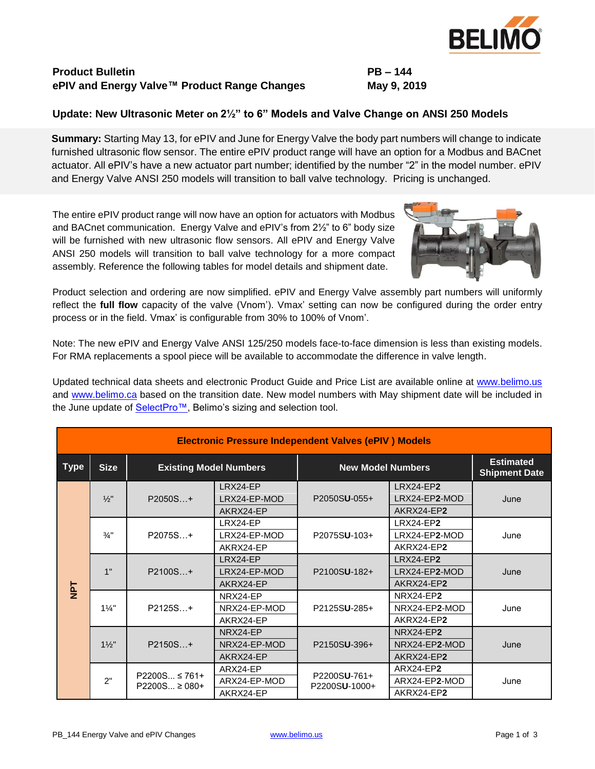**Product Bulletin**
**ePIV and Energy Valve™ Product Range Changes**

**PB – 144**
**May 9, 2019**

### Update: New Ultrasonic Meter on 2½" to 6" Models and Valve Change on ANSI 250 Models

**Summary:** Starting May 13, for ePIV and June for Energy Valve the body part numbers will change to indicate furnished ultrasonic flow sensor. The entire ePIV product range will have an option for a Modbus and BACnet actuator. All ePIV's have a new actuator part number; identified by the number "2" in the model number. ePIV and Energy Valve ANSI 250 models will transition to ball valve technology. Pricing is unchanged.

The entire ePIV product range will now have an option for actuators with Modbus and BACnet communication. Energy Valve and ePIV's from 2½" to 6" body size will be furnished with new ultrasonic flow sensors. All ePIV and Energy Valve ANSI 250 models will transition to ball valve technology for a more compact assembly. Reference the following tables for model details and shipment date.

Product selection and ordering are now simplified. ePIV and Energy Valve assembly part numbers will uniformly reflect the **full flow** capacity of the valve (Vnom'). Vmax' setting can now be configured during the order entry process or in the field. Vmax' is configurable from 30% to 100% of Vnom'.

Note: The new ePIV and Energy Valve ANSI 125/250 models face-to-face dimension is less than existing models. For RMA replacements a spool piece will be available to accommodate the difference in valve length.

Updated technical data sheets and electronic Product Guide and Price List are available online at www.belimo.us and www.belimo.ca based on the transition date. New model numbers with May shipment date will be included in the June update of SelectPro™, Belimo's sizing and selection tool.

**Electronic Pressure Independent Valves (ePIV ) Models**

| Type | Size | Existing Model Numbers | | New Model Numbers | | Estimated Shipment Date |
|---|---|---|---|---|---|---|
| NPT | ½" | P2050S…+ | LRX24-EP | P2050**SU**-055+ | LRX24-EP**2** | June |
| | | | LRX24-EP-MOD | | LRX24-EP**2**-MOD | |
| | | | AKRX24-EP | | AKRX24-EP**2** | |
| | ¾" | P2075S…+ | LRX24-EP | P2075**SU**-103+ | LRX24-EP**2** | June |
| | | | LRX24-EP-MOD | | LRX24-EP**2**-MOD | |
| | | | AKRX24-EP | | AKRX24-EP**2** | |
| | 1" | P2100S…+ | LRX24-EP | P2100**SU**-182+ | LRX24-EP**2** | June |
| | | | LRX24-EP-MOD | | LRX24-EP**2**-MOD | |
| | | | AKRX24-EP | | AKRX24-EP**2** | |
| | 1¼" | P2125S…+ | NRX24-EP | P2125**SU**-285+ | NRX24-EP**2** | June |
| | | | NRX24-EP-MOD | | NRX24-EP**2**-MOD | |
| | | | AKRX24-EP | | AKRX24-EP**2** | |
| | 1½" | P2150S…+ | NRX24-EP | P2150**SU**-396+ | NRX24-EP**2** | June |
| | | | NRX24-EP-MOD | | NRX24-EP**2**-MOD | |
| | | | AKRX24-EP | | AKRX24-EP**2** | |
| | 2" | P2200S... ≤ 761+ P2200S... ≥ 080+ | ARX24-EP | P2200**SU**-761+ P2200**SU**-1000+ | ARX24-EP**2** | June |
| | | | ARX24-EP-MOD | | ARX24-EP**2**-MOD | |
| | | | AKRX24-EP | | AKRX24-EP**2** | |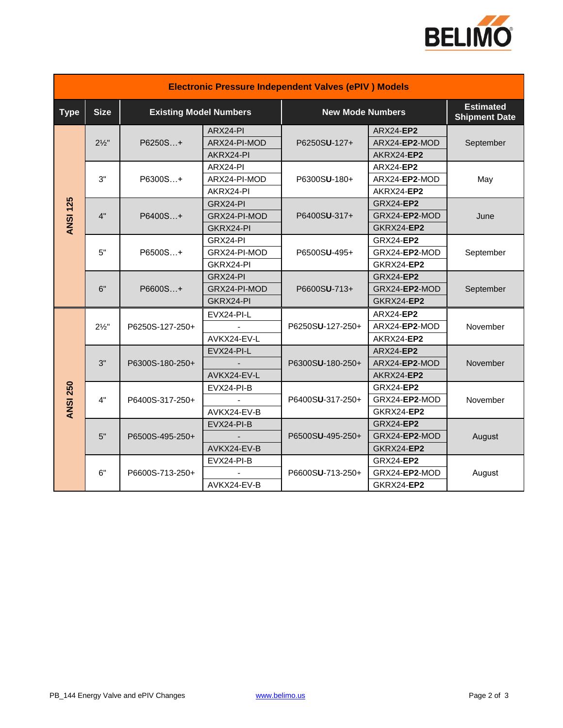| Electronic Pressure Independent Valves (ePIV ) Models | | | | | | |
|---|---|---|---|---|---|---|
| **Type** | **Size** | **Existing Model Numbers** | | **New Mode Numbers** | | **Estimated Shipment Date** |
| ANSI 125 | 2½" | P6250S…+ | ARX24-PI | P6250S**U**-127+ | ARX24-**EP2** | September |
| | | | ARX24-PI-MOD | | ARX24-**EP2**-MOD | |
| | | | AKRX24-PI | | AKRX24-**EP2** | |
| | 3" | P6300S…+ | ARX24-PI | P6300S**U**-180+ | ARX24-**EP2** | May |
| | | | ARX24-PI-MOD | | ARX24-**EP2**-MOD | |
| | | | AKRX24-PI | | AKRX24-**EP2** | |
| | 4" | P6400S…+ | GRX24-PI | P6400S**U**-317+ | GRX24-**EP2** | June |
| | | | GRX24-PI-MOD | | GRX24-**EP2**-MOD | |
| | | | GKRX24-PI | | GKRX24-**EP2** | |
| | 5" | P6500S…+ | GRX24-PI | P6500S**U**-495+ | GRX24-**EP2** | September |
| | | | GRX24-PI-MOD | | GRX24-**EP2**-MOD | |
| | | | GKRX24-PI | | GKRX24-**EP2** | |
| | 6" | P6600S…+ | GRX24-PI | P6600S**U**-713+ | GRX24-**EP2** | September |
| | | | GRX24-PI-MOD | | GRX24-**EP2**-MOD | |
| | | | GKRX24-PI | | GKRX24-**EP2** | |
| ANSI 250 | 2½" | P6250S-127-250+ | EVX24-PI-L | P6250S**U**-127-250+ | ARX24-**EP2** | November |
| | | | - | | ARX24-**EP2**-MOD | |
| | | | AVKX24-EV-L | | AKRX24-**EP2** | |
| | 3" | P6300S-180-250+ | EVX24-PI-L | P6300S**U**-180-250+ | ARX24-**EP2** | November |
| | | | - | | ARX24-**EP2**-MOD | |
| | | | AVKX24-EV-L | | AKRX24-**EP2** | |
| | 4" | P6400S-317-250+ | EVX24-PI-B | P6400S**U**-317-250+ | GRX24-**EP2** | November |
| | | | - | | GRX24-**EP2**-MOD | |
| | | | AVKX24-EV-B | | GKRX24-**EP2** | |
| | 5" | P6500S-495-250+ | EVX24-PI-B | P6500S**U**-495-250+ | GRX24-**EP2** | August |
| | | | - | | GRX24-**EP2**-MOD | |
| | | | AVKX24-EV-B | | GKRX24-**EP2** | |
| | 6" | P6600S-713-250+ | EVX24-PI-B | P6600S**U**-713-250+ | GRX24-**EP2** | August |
| | | | - | | GRX24-**EP2**-MOD | |
| | | | AVKX24-EV-B | | GKRX24-**EP2** | |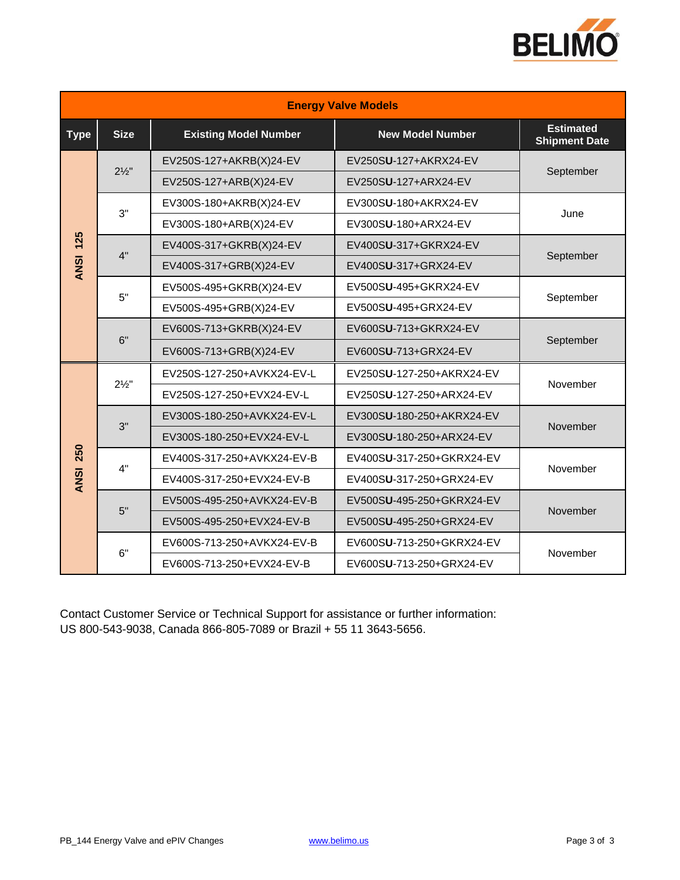| Energy Valve Models | | | | |
|---|---|---|---|---|
| **Type** | **Size** | **Existing Model Number** | **New Model Number** | **Estimated Shipment Date** |
| ANSI 125 | 2½" | EV250S-127+AKRB(X)24-EV | EV250S**U**-127+AKRX24-EV | September |
| | | EV250S-127+ARB(X)24-EV | EV250S**U**-127+ARX24-EV | |
| | 3" | EV300S-180+AKRB(X)24-EV | EV300S**U**-180+AKRX24-EV | June |
| | | EV300S-180+ARB(X)24-EV | EV300S**U**-180+ARX24-EV | |
| | 4" | EV400S-317+GKRB(X)24-EV | EV400S**U**-317+GKRX24-EV | September |
| | | EV400S-317+GRB(X)24-EV | EV400S**U**-317+GRX24-EV | |
| | 5" | EV500S-495+GKRB(X)24-EV | EV500S**U**-495+GKRX24-EV | September |
| | | EV500S-495+GRB(X)24-EV | EV500S**U**-495+GRX24-EV | |
| | 6" | EV600S-713+GKRB(X)24-EV | EV600S**U**-713+GKRX24-EV | September |
| | | EV600S-713+GRB(X)24-EV | EV600S**U**-713+GRX24-EV | |
| ANSI 250 | 2½" | EV250S-127-250+AVKX24-EV-L | EV250S**U**-127-250+AKRX24-EV | November |
| | | EV250S-127-250+EVX24-EV-L | EV250S**U**-127-250+ARX24-EV | |
| | 3" | EV300S-180-250+AVKX24-EV-L | EV300S**U**-180-250+AKRX24-EV | November |
| | | EV300S-180-250+EVX24-EV-L | EV300S**U**-180-250+ARX24-EV | |
| | 4" | EV400S-317-250+AVKX24-EV-B | EV400S**U**-317-250+GKRX24-EV | November |
| | | EV400S-317-250+EVX24-EV-B | EV400S**U**-317-250+GRX24-EV | |
| | 5" | EV500S-495-250+AVKX24-EV-B | EV500S**U**-495-250+GKRX24-EV | November |
| | | EV500S-495-250+EVX24-EV-B | EV500S**U**-495-250+GRX24-EV | |
| | 6" | EV600S-713-250+AVKX24-EV-B | EV600S**U**-713-250+GKRX24-EV | November |
| | | EV600S-713-250+EVX24-EV-B | EV600S**U**-713-250+GRX24-EV | |

Contact Customer Service or Technical Support for assistance or further information:
US 800-543-9038, Canada 866-805-7089 or Brazil + 55 11 3643-5656.